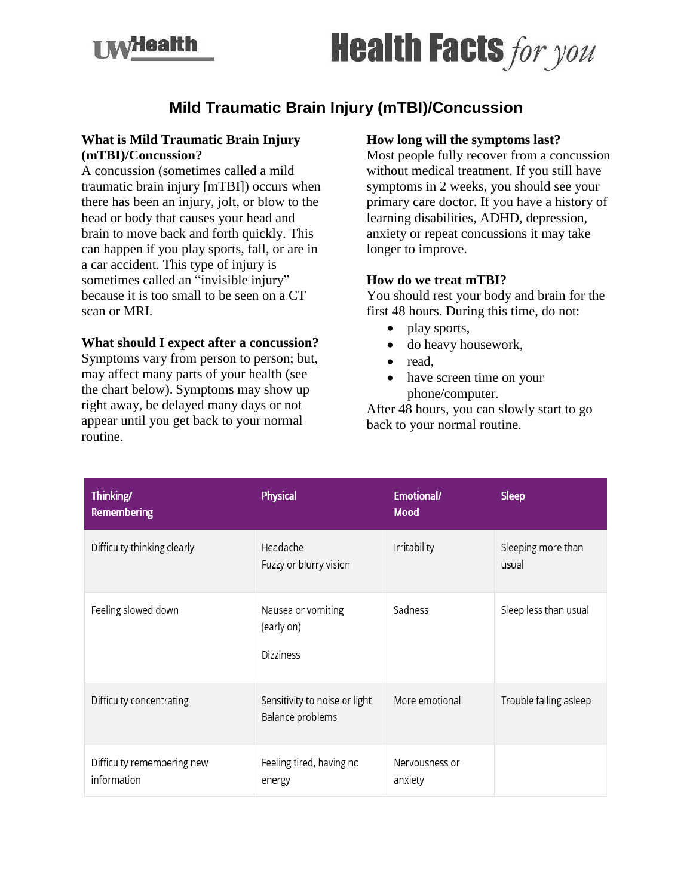# Mild Traumatic Brain Injury (mTBI)/Concussion

### What is Mild Traumatic Brain Injury (mTBI)/Concussion?

A concussion (sometimes called a mild traumatic brain injury [mTBI]) occurs when there has been an injury, jolt, or blow to the head or body that causes your head and brain to move back and forth quickly. This can happen if you play sports, fall, or are in a car accident. This type of injury is sometimes called an "invisible injury" because it is too small to be seen on a CT scan or MRI.

### What should I expect after a concussion?

Symptoms vary from person to person; but, may affect many parts of your health (see the chart below). Symptoms may show up right away, be delayed many days or not appear until you get back to your normal routine.

### How long will the symptoms last?

Most people fully recover from a concussion without medical treatment. If you still have symptoms in 2 weeks, you should see your primary care doctor. If you have a history of learning disabilities, ADHD, depression, anxiety or repeat concussions it may take longer to improve.

### How do we treat mTBI?

You should rest your body and brain for the first 48 hours. During this time, do not:

- play sports,
- do heavy housework,
- read,
- have screen time on your phone/computer.

After 48 hours, you can slowly start to go back to your normal routine.

| Thinking/ Remembering | Physical | Emotional/ Mood | Sleep |
|---|---|---|---|
| Difficulty thinking clearly | Headache<br>Fuzzy or blurry vision | Irritability | Sleeping more than usual |
| Feeling slowed down | Nausea or vomiting (early on)<br>Dizziness | Sadness | Sleep less than usual |
| Difficulty concentrating | Sensitivity to noise or light<br>Balance problems | More emotional | Trouble falling asleep |
| Difficulty remembering new information | Feeling tired, having no energy | Nervousness or anxiety | |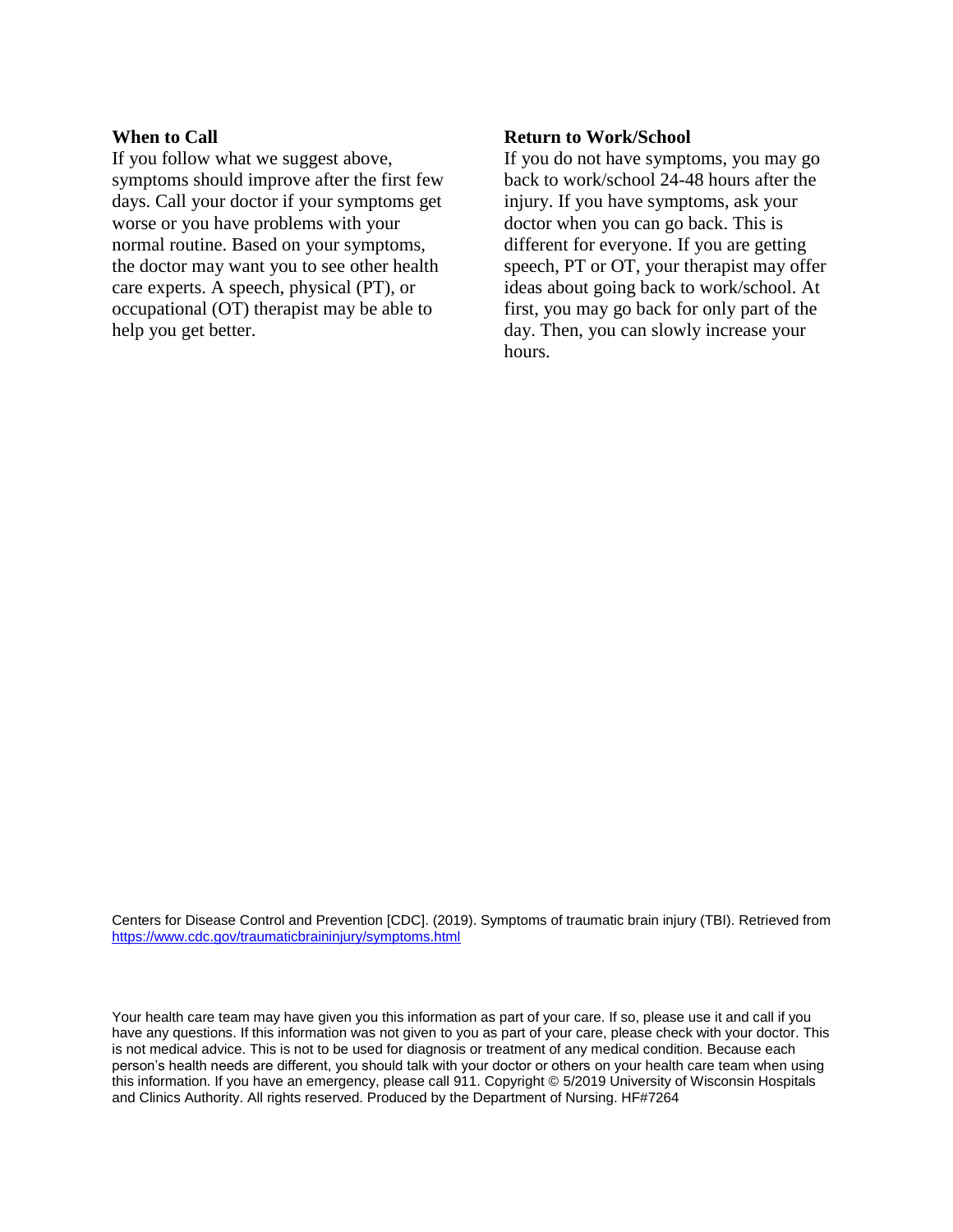## When to Call

If you follow what we suggest above, symptoms should improve after the first few days. Call your doctor if your symptoms get worse or you have problems with your normal routine. Based on your symptoms, the doctor may want you to see other health care experts. A speech, physical (PT), or occupational (OT) therapist may be able to help you get better.

## Return to Work/School

If you do not have symptoms, you may go back to work/school 24-48 hours after the injury. If you have symptoms, ask your doctor when you can go back. This is different for everyone. If you are getting speech, PT or OT, your therapist may offer ideas about going back to work/school. At first, you may go back for only part of the day. Then, you can slowly increase your hours.

Centers for Disease Control and Prevention [CDC]. (2019). Symptoms of traumatic brain injury (TBI). Retrieved from https://www.cdc.gov/traumaticbraininjury/symptoms.html

Your health care team may have given you this information as part of your care. If so, please use it and call if you have any questions. If this information was not given to you as part of your care, please check with your doctor. This is not medical advice. This is not to be used for diagnosis or treatment of any medical condition. Because each person's health needs are different, you should talk with your doctor or others on your health care team when using this information. If you have an emergency, please call 911. Copyright © 5/2019 University of Wisconsin Hospitals and Clinics Authority. All rights reserved. Produced by the Department of Nursing. HF#7264